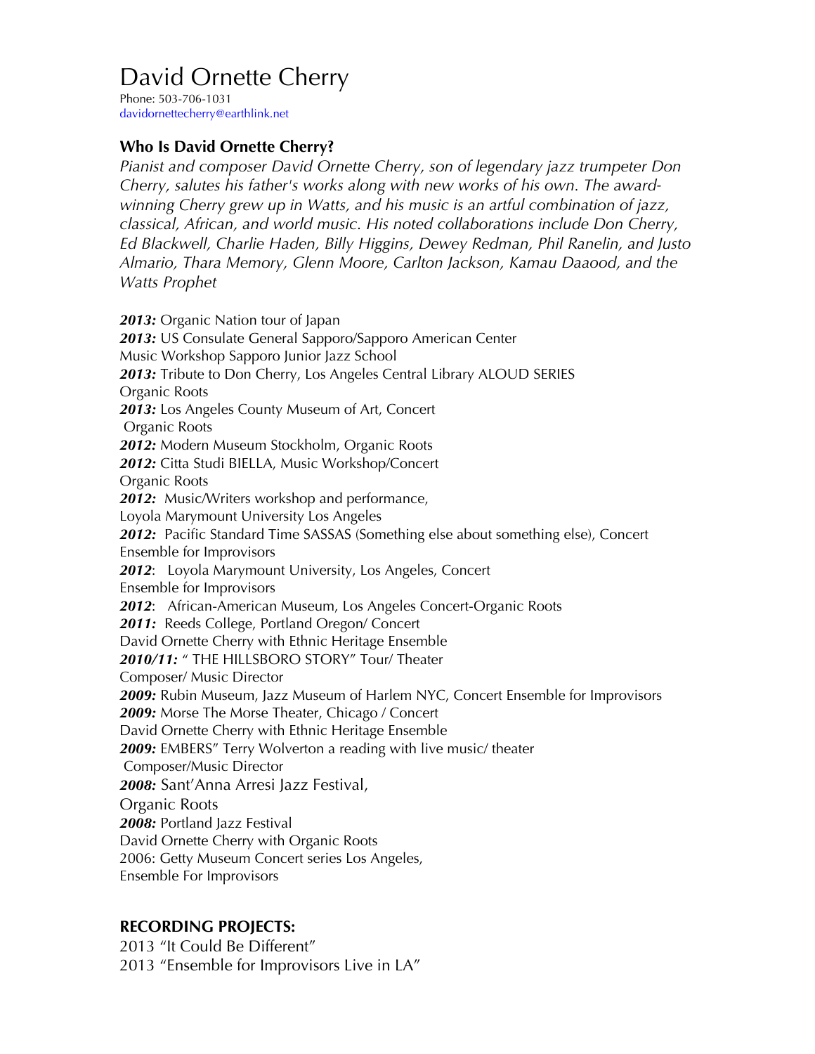# David Ornette Cherry

Phone: 503-706-1031
davidornettecherry@earthlink.net

### Who Is David Ornette Cherry?

*Pianist and composer David Ornette Cherry, son of legendary jazz trumpeter Don Cherry, salutes his father's works along with new works of his own. The award-winning Cherry grew up in Watts, and his music is an artful combination of jazz, classical, African, and world music. His noted collaborations include Don Cherry, Ed Blackwell, Charlie Haden, Billy Higgins, Dewey Redman, Phil Ranelin, and Justo Almario, Thara Memory, Glenn Moore, Carlton Jackson, Kamau Daaood, and the Watts Prophet*

***2013:*** Organic Nation tour of Japan
***2013:*** US Consulate General Sapporo/Sapporo American Center
Music Workshop Sapporo Junior Jazz School
***2013:*** Tribute to Don Cherry, Los Angeles Central Library ALOUD SERIES
Organic Roots
***2013:*** Los Angeles County Museum of Art, Concert
Organic Roots
***2012:*** Modern Museum Stockholm, Organic Roots
***2012:*** Citta Studi BIELLA, Music Workshop/Concert
Organic Roots
***2012:*** Music/Writers workshop and performance,
Loyola Marymount University Los Angeles
***2012:*** Pacific Standard Time SASSAS (Something else about something else), Concert
Ensemble for Improvisors
***2012***: Loyola Marymount University, Los Angeles, Concert
Ensemble for Improvisors
***2012***: African-American Museum, Los Angeles Concert-Organic Roots
***2011:*** Reeds College, Portland Oregon/ Concert
David Ornette Cherry with Ethnic Heritage Ensemble
***2010/11:*** " THE HILLSBORO STORY" Tour/ Theater
Composer/ Music Director
***2009:*** Rubin Museum, Jazz Museum of Harlem NYC, Concert Ensemble for Improvisors
***2009:*** Morse The Morse Theater, Chicago / Concert
David Ornette Cherry with Ethnic Heritage Ensemble
***2009:*** EMBERS" Terry Wolverton a reading with live music/ theater
Composer/Music Director
***2008:*** Sant'Anna Arresi Jazz Festival,
Organic Roots
***2008:*** Portland Jazz Festival
David Ornette Cherry with Organic Roots
2006: Getty Museum Concert series Los Angeles,
Ensemble For Improvisors

### RECORDING PROJECTS:

2013 "It Could Be Different"
2013 "Ensemble for Improvisors Live in LA"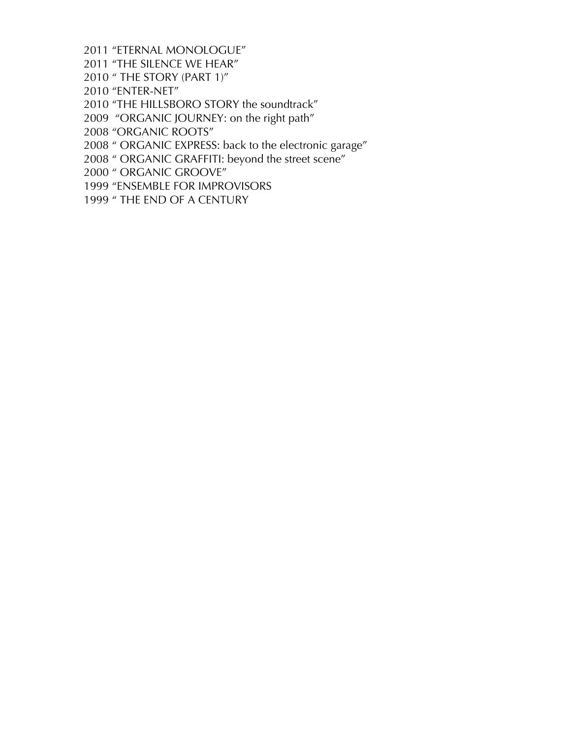2011 “ETERNAL MONOLOGUE”  
2011 “THE SILENCE WE HEAR”  
2010 “ THE STORY (PART 1)”  
2010 “ENTER-NET”  
2010 “THE HILLSBORO STORY the soundtrack”  
2009 “ORGANIC JOURNEY: on the right path”  
2008 “ORGANIC ROOTS”  
2008 “ ORGANIC EXPRESS: back to the electronic garage”  
2008 “ ORGANIC GRAFFITI: beyond the street scene”  
2000 “ ORGANIC GROOVE”  
1999 “ENSEMBLE FOR IMPROVISORS  
1999 “ THE END OF A CENTURY